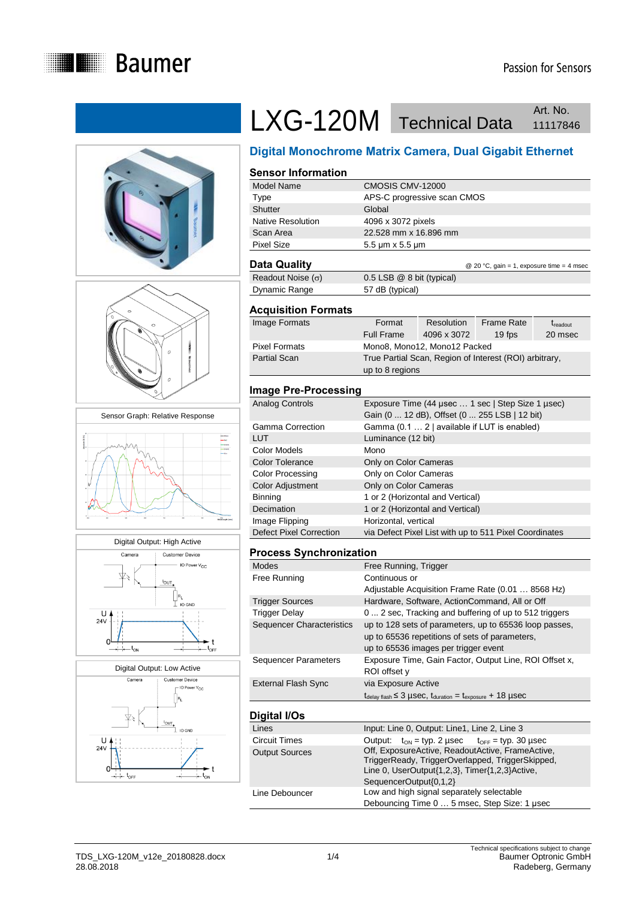# LXG-120M Technical Data

Art. No. 11117846

## Digital Monochrome Matrix Camera, Dual Gigabit Ethernet

Sensor Graph: Relative Response

Digital Output: High Active

Digital Output: Low Active

### Sensor Information

| | |
|---|---|
| Model Name | CMOSIS CMV-12000 |
| Type | APS-C progressive scan CMOS |
| Shutter | Global |
| Native Resolution | 4096 x 3072 pixels |
| Scan Area | 22.528 mm x 16.896 mm |
| Pixel Size | 5.5 µm x 5.5 µm |

### Data Quality

@ 20 °C, gain = 1, exposure time = 4 msec

| | |
|---|---|
| Readout Noise (σ) | 0.5 LSB @ 8 bit (typical) |
| Dynamic Range | 57 dB (typical) |

### Acquisition Formats

| | Format | Resolution | Frame Rate | $t_{readout}$ |
|---|---|---|---|---|
| Image Formats | Full Frame | 4096 x 3072 | 19 fps | 20 msec |
| Pixel Formats | Mono8, Mono12, Mono12 Packed | | | |
| Partial Scan | True Partial Scan, Region of Interest (ROI) arbitrary, up to 8 regions | | | |

### Image Pre-Processing

| | |
|---|---|
| Analog Controls | Exposure Time (44 µsec … 1 sec \| Step Size 1 µsec) Gain (0 ... 12 dB), Offset (0 ... 255 LSB \| 12 bit) |
| Gamma Correction | Gamma (0.1 … 2 \| available if LUT is enabled) |
| LUT | Luminance (12 bit) |
| Color Models | Mono |
| Color Tolerance | Only on Color Cameras |
| Color Processing | Only on Color Cameras |
| Color Adjustment | Only on Color Cameras |
| Binning | 1 or 2 (Horizontal and Vertical) |
| Decimation | 1 or 2 (Horizontal and Vertical) |
| Image Flipping | Horizontal, vertical |
| Defect Pixel Correction | via Defect Pixel List with up to 511 Pixel Coordinates |

### Process Synchronization

| | |
|---|---|
| Modes | Free Running, Trigger |
| Free Running | Continuous or Adjustable Acquisition Frame Rate (0.01 … 8568 Hz) |
| Trigger Sources | Hardware, Software, ActionCommand, All or Off |
| Trigger Delay | 0 ... 2 sec, Tracking and buffering of up to 512 triggers |
| Sequencer Characteristics | up to 128 sets of parameters, up to 65536 loop passes, up to 65536 repetitions of sets of parameters, up to 65536 images per trigger event |
| Sequencer Parameters | Exposure Time, Gain Factor, Output Line, ROI Offset x, ROI offset y |
| External Flash Sync | via Exposure Active $t_{delay\ flash} \leq 3$ µsec, $t_{duration} = t_{exposure} + 18$ µsec |

### Digital I/Os

| | |
|---|---|
| Lines | Input: Line 0, Output: Line1, Line 2, Line 3 |
| Circuit Times | Output: $t_{ON}$ = typ. 2 µsec $t_{OFF}$ = typ. 30 µsec |
| Output Sources | Off, ExposureActive, ReadoutActive, FrameActive, TriggerReady, TriggerOverlapped, TriggerSkipped, Line 0, UserOutput{1,2,3}, Timer{1,2,3}Active, SequencerOutput{0,1,2} |
| Line Debouncer | Low and high signal separately selectable Debouncing Time 0 … 5 msec, Step Size: 1 µsec |

TDS_LXG-120M_v12e_20180828.docx
28.08.2018

Technical specifications subject to change
Baumer Optronic GmbH
Radeberg, Germany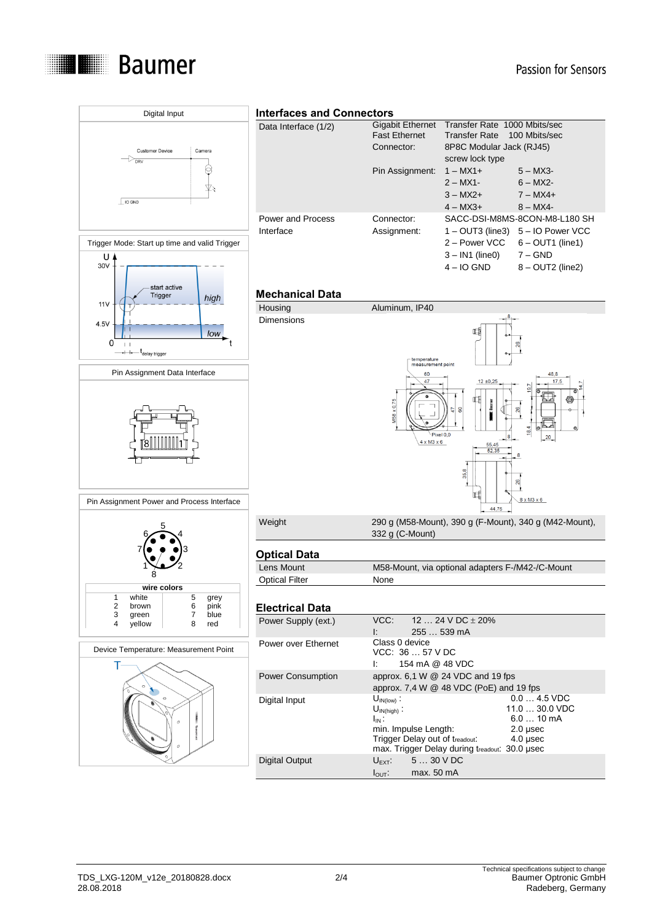Digital Input

Customer Device — Camera

DRV

IO GND

Trigger Mode: Start up time and valid Trigger

U

30V

11V

4.5V

0

start active Trigger

high

low

t

$t_{delay\ trigger}$

Pin Assignment Data Interface

8 1

Pin Assignment Power and Process Interface

| wire colors | | | |
|---|---|---|---|
| 1 | white | 5 | grey |
| 2 | brown | 6 | pink |
| 3 | green | 7 | blue |
| 4 | yellow | 8 | red |

Device Temperature: Measurement Point

T

## Interfaces and Connectors

| | | | |
|---|---|---|---|
| Data Interface (1/2) | Gigabit Ethernet | Transfer Rate 1000 Mbits/sec | |
| | Fast Ethernet | Transfer Rate 100 Mbits/sec | |
| | Connector: | 8P8C Modular Jack (RJ45) screw lock type | |
| | Pin Assignment: | 1 – MX1+ | 5 – MX3- |
| | | 2 – MX1- | 6 – MX2- |
| | | 3 – MX2+ | 7 – MX4+ |
| | | 4 – MX3+ | 8 – MX4- |
| Power and Process Interface | Connector: | SACC-DSI-M8MS-8CON-M8-L180 SH | |
| | Assignment: | 1 – OUT3 (line3) | 5 – IO Power VCC |
| | | 2 – Power VCC | 6 – OUT1 (line1) |
| | | 3 – IN1 (line0) | 7 – GND |
| | | 4 – IO GND | 8 – OUT2 (line2) |

## Mechanical Data

| | |
|---|---|
| Housing | Aluminum, IP40 |
| Dimensions | |
| Weight | 290 g (M58-Mount), 390 g (F-Mount), 340 g (M42-Mount), 332 g (C-Mount) |

## Optical Data

| | |
|---|---|
| Lens Mount | M58-Mount, via optional adapters F-/M42-/C-Mount |
| Optical Filter | None |

## Electrical Data

| | |
|---|---|
| Power Supply (ext.) | VCC: 12 … 24 V DC ± 20%<br>I: 255 … 539 mA |
| Power over Ethernet | Class 0 device<br>VCC: 36 … 57 V DC<br>I: 154 mA @ 48 VDC |
| Power Consumption | approx. 6,1 W @ 24 VDC and 19 fps<br>approx. 7,4 W @ 48 VDC (PoE) and 19 fps |
| Digital Input | $U_{IN(low)}$: 0.0 … 4.5 VDC<br>$U_{IN(high)}$: 11.0 … 30.0 VDC<br>$I_{IN}$: 6.0 … 10 mA<br>min. Impulse Length: 2.0 µsec<br>Trigger Delay out of $t_{readout}$: 4.0 µsec<br>max. Trigger Delay during $t_{readout}$: 30.0 µsec |
| Digital Output | $U_{EXT}$: 5 … 30 V DC<br>$I_{OUT}$: max. 50 mA |

TDS_LXG-120M_v12e_20180828.docx
28.08.2018

Technical specifications subject to change
Baumer Optronic GmbH
Radeberg, Germany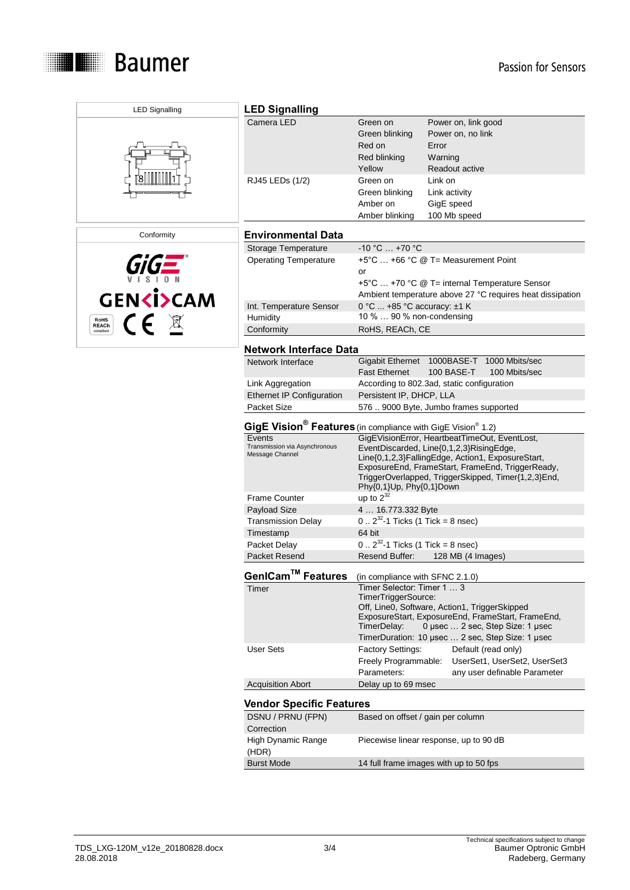LED Signalling

Conformity

## LED Signalling

| | | |
|---|---|---|
| Camera LED | Green on | Power on, link good |
| | Green blinking | Power on, no link |
| | Red on | Error |
| | Red blinking | Warning |
| | Yellow | Readout active |
| RJ45 LEDs (1/2) | Green on | Link on |
| | Green blinking | Link activity |
| | Amber on | GigE speed |
| | Amber blinking | 100 Mb speed |

## Environmental Data

| | |
|---|---|
| Storage Temperature | -10 °C … +70 °C |
| Operating Temperature | +5°C … +66 °C @ T= Measurement Point<br>or<br>+5°C … +70 °C @ T= internal Temperature Sensor<br>Ambient temperature above 27 °C requires heat dissipation |
| Int. Temperature Sensor | 0 °C ... +85 °C accuracy: ±1 K |
| Humidity | 10 % … 90 % non-condensing |
| Conformity | RoHS, REACh, CE |

## Network Interface Data

| | | | |
|---|---|---|---|
| Network Interface | Gigabit Ethernet | 1000BASE-T | 1000 Mbits/sec |
| | Fast Ethernet | 100 BASE-T | 100 Mbits/sec |
| Link Aggregation | According to 802.3ad, static configuration | | |
| Ethernet IP Configuration | Persistent IP, DHCP, LLA | | |
| Packet Size | 576 .. 9000 Byte, Jumbo frames supported | | |

## GigE Vision® Features (in compliance with GigE Vision® 1.2)

| | |
|---|---|
| Events<br>Transmission via Asynchronous Message Channel | GigEVisionError, HeartbeatTimeOut, EventLost, EventDiscarded, Line{0,1,2,3}RisingEdge, Line{0,1,2,3}FallingEdge, Action1, ExposureStart, ExposureEnd, FrameStart, FrameEnd, TriggerReady, TriggerOverlapped, TriggerSkipped, Timer{1,2,3}End, Phy{0,1}Up, Phy{0,1}Down |
| Frame Counter | up to $2^{32}$ |
| Payload Size | 4 … 16.773.332 Byte |
| Transmission Delay | 0 .. $2^{32}$-1 Ticks (1 Tick = 8 nsec) |
| Timestamp | 64 bit |
| Packet Delay | 0 .. $2^{32}$-1 Ticks (1 Tick = 8 nsec) |
| Packet Resend | Resend Buffer: 128 MB (4 Images) |

## GenICam™ Features (in compliance with SFNC 2.1.0)

| | | |
|---|---|---|
| Timer | Timer Selector: Timer 1 … 3<br>TimerTriggerSource:<br>Off, Line0, Software, Action1, TriggerSkipped ExposureStart, ExposureEnd, FrameStart, FrameEnd,<br>TimerDelay: 0 µsec … 2 sec, Step Size: 1 µsec<br>TimerDuration: 10 µsec … 2 sec, Step Size: 1 µsec | |
| User Sets | Factory Settings: | Default (read only) |
| | Freely Programmable: | UserSet1, UserSet2, UserSet3 |
| | Parameters: | any user definable Parameter |
| Acquisition Abort | Delay up to 69 msec | |

## Vendor Specific Features

| | |
|---|---|
| DSNU / PRNU (FPN) Correction | Based on offset / gain per column |
| High Dynamic Range (HDR) | Piecewise linear response, up to 90 dB |
| Burst Mode | 14 full frame images with up to 50 fps |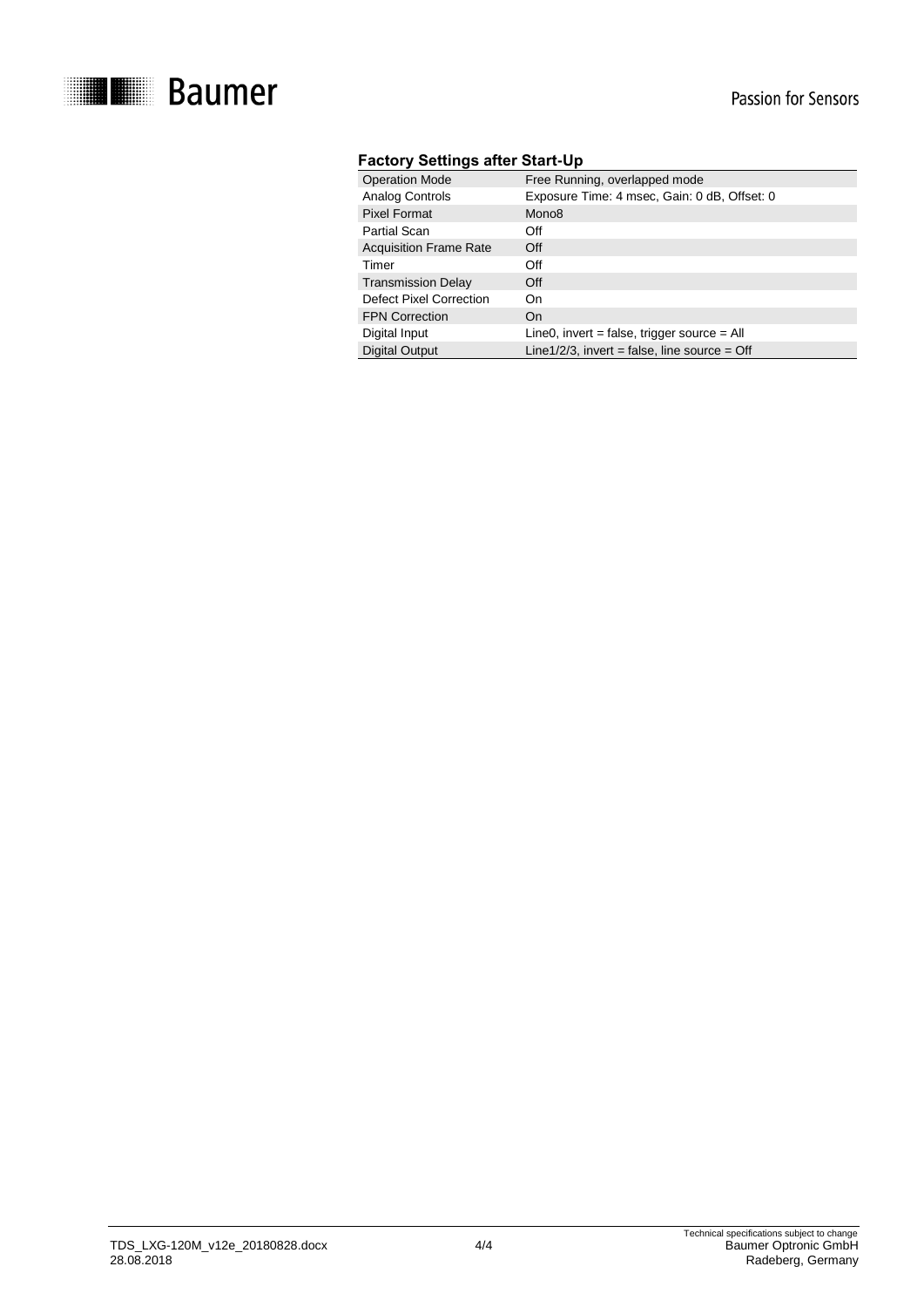### Factory Settings after Start-Up

| | |
|---|---|
| Operation Mode | Free Running, overlapped mode |
| Analog Controls | Exposure Time: 4 msec, Gain: 0 dB, Offset: 0 |
| Pixel Format | Mono8 |
| Partial Scan | Off |
| Acquisition Frame Rate | Off |
| Timer | Off |
| Transmission Delay | Off |
| Defect Pixel Correction | On |
| FPN Correction | On |
| Digital Input | Line0, invert = false, trigger source = All |
| Digital Output | Line1/2/3, invert = false, line source = Off |